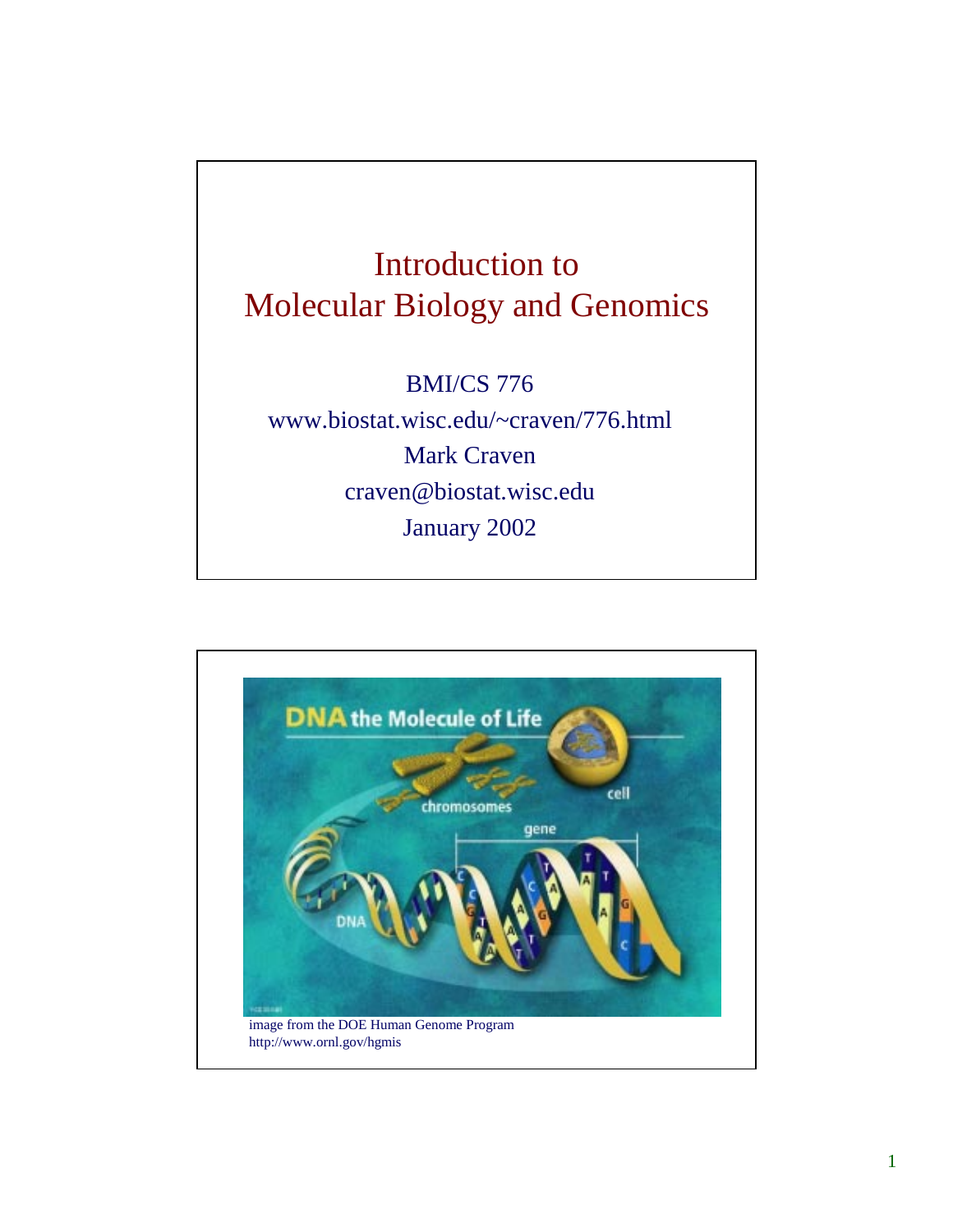# Introduction to Molecular Biology and Genomics

BMI/CS 776

www.biostat.wisc.edu/~craven/776.html

Mark Craven

craven@biostat.wisc.edu

January 2002

---

image from the DOE Human Genome Program
http://www.ornl.gov/hgmis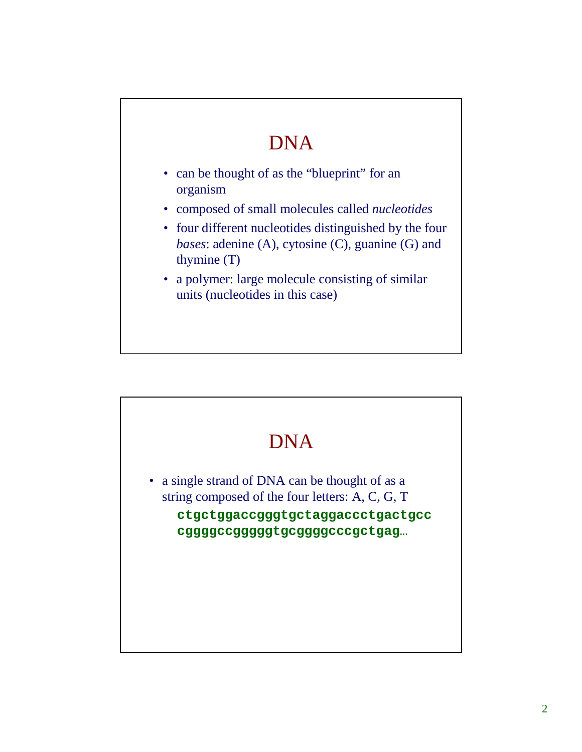# DNA

- can be thought of as the “blueprint” for an organism
- composed of small molecules called *nucleotides*
- four different nucleotides distinguished by the four *bases*: adenine (A), cytosine (C), guanine (G) and thymine (T)
- a polymer: large molecule consisting of similar units (nucleotides in this case)

# DNA

- a single strand of DNA can be thought of as a string composed of the four letters: A, C, G, T

```
ctgctggaccgggtgctaggaccctgactgcc
cggggccgggggtgcggggcccgctgag…
```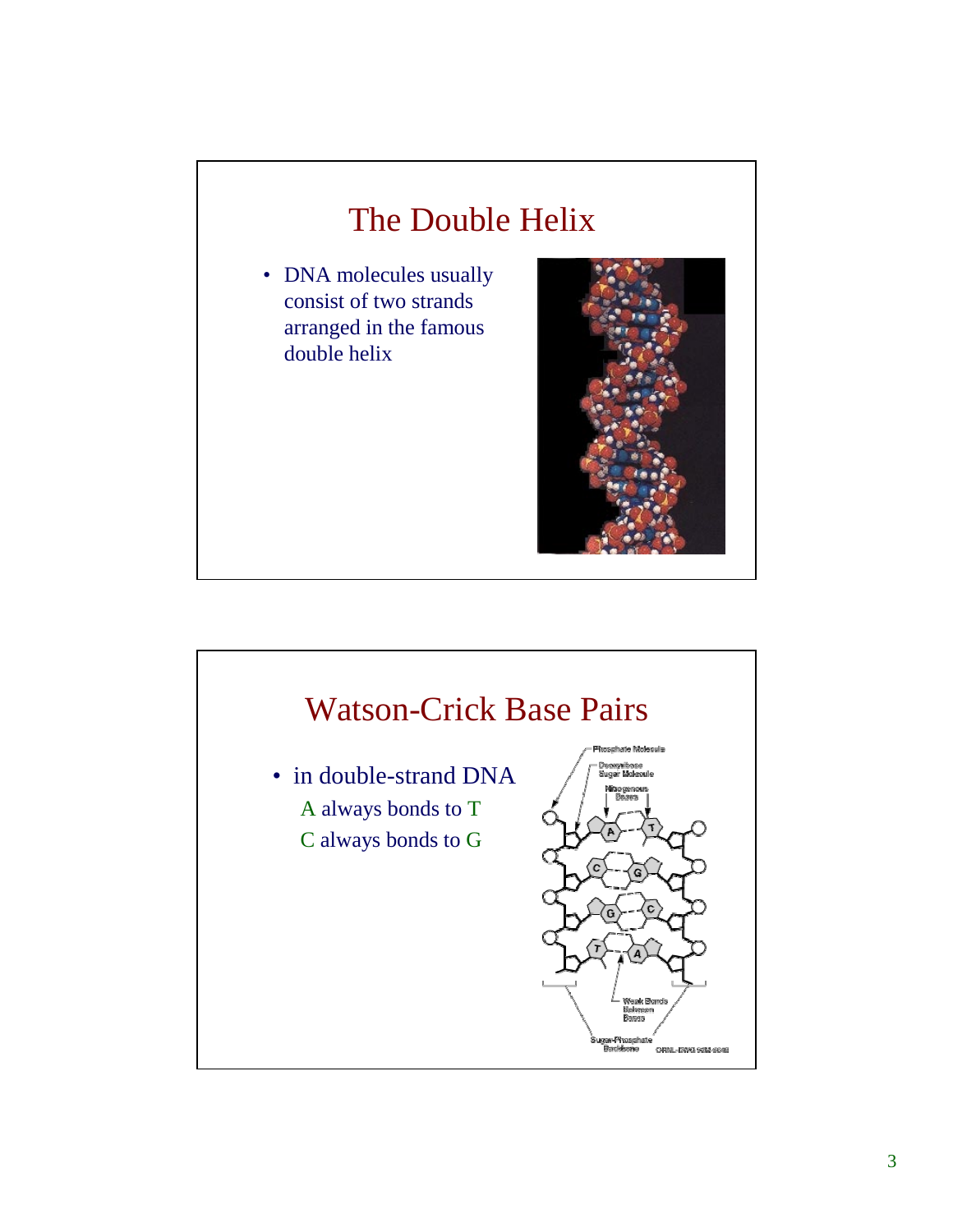## The Double Helix

- DNA molecules usually consist of two strands arranged in the famous double helix

## Watson-Crick Base Pairs

- in double-strand DNA
  - A always bonds to T
  - C always bonds to G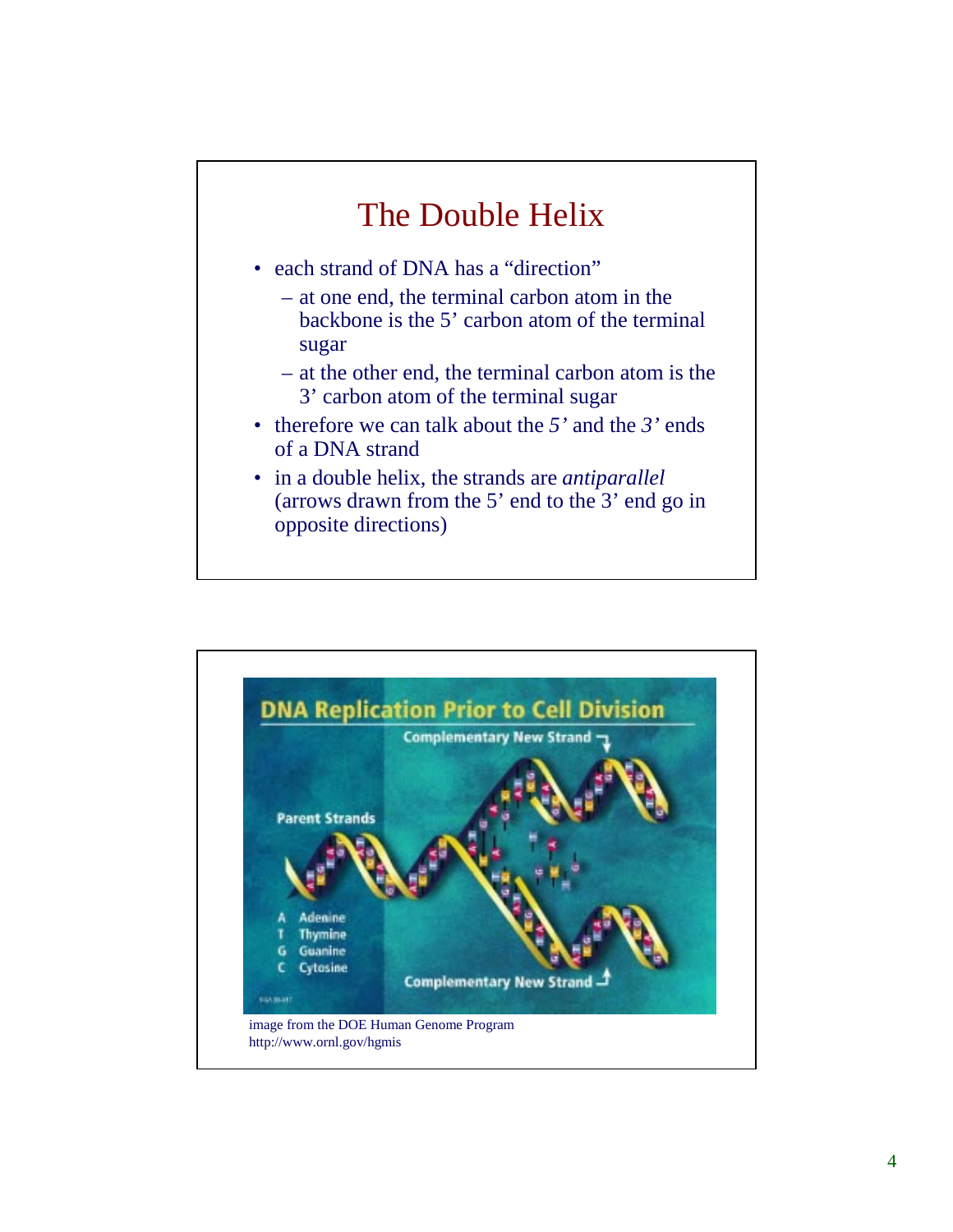# The Double Helix

- each strand of DNA has a “direction”
  - at one end, the terminal carbon atom in the backbone is the 5’ carbon atom of the terminal sugar
  - at the other end, the terminal carbon atom is the 3’ carbon atom of the terminal sugar
- therefore we can talk about the *5’* and the *3’* ends of a DNA strand
- in a double helix, the strands are *antiparallel* (arrows drawn from the 5’ end to the 3’ end go in opposite directions)

DNA Replication Prior to Cell Division

Complementary New Strand

Parent Strands

A Adenine
T Thymine
G Guanine
C Cytosine

Complementary New Strand

image from the DOE Human Genome Program
http://www.ornl.gov/hgmis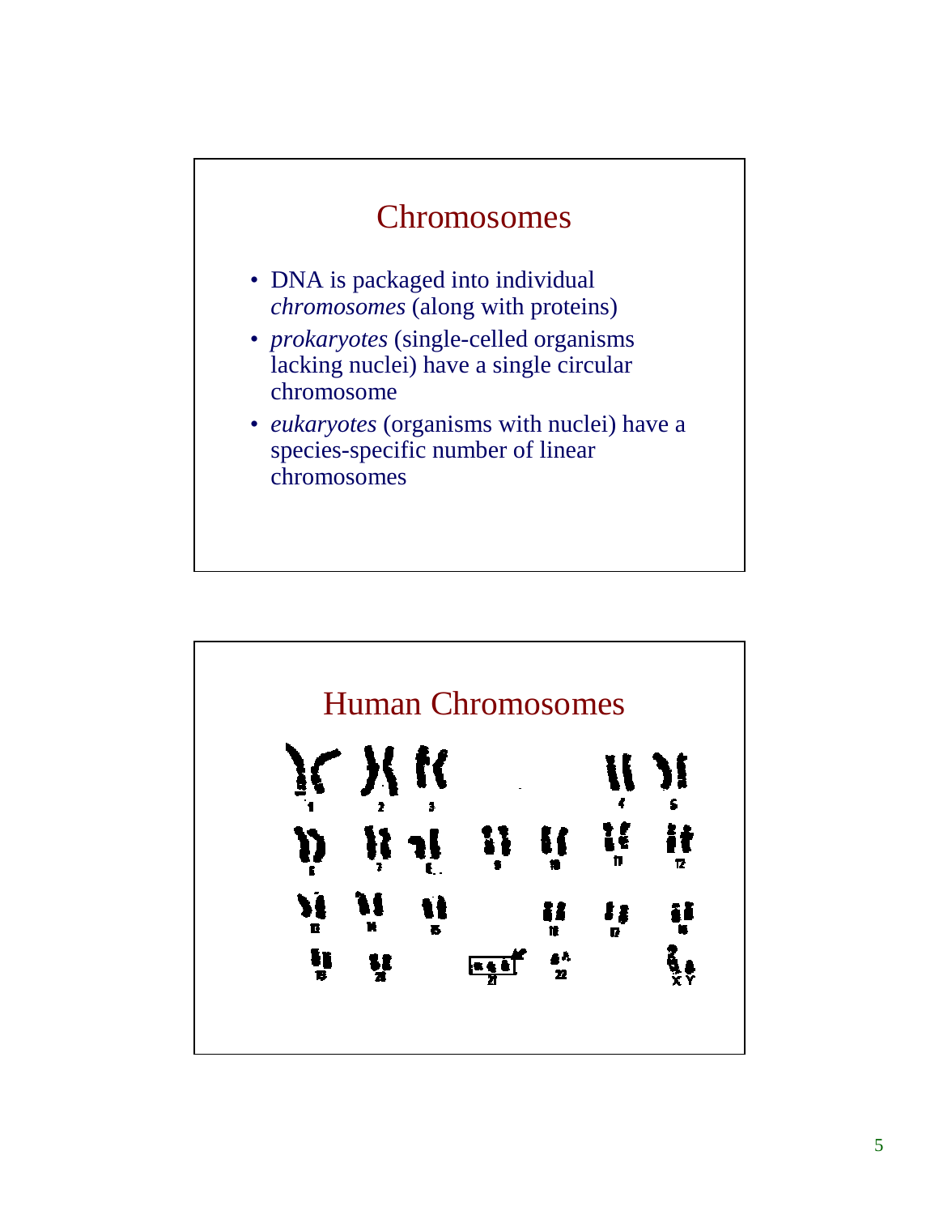## Chromosomes

- DNA is packaged into individual *chromosomes* (along with proteins)
- *prokaryotes* (single-celled organisms lacking nuclei) have a single circular chromosome
- *eukaryotes* (organisms with nuclei) have a species-specific number of linear chromosomes

## Human Chromosomes

1 2 3 4 5

6 7 8 9 10 11 12

13 14 15 16 17 18

19 20 21 22 X Y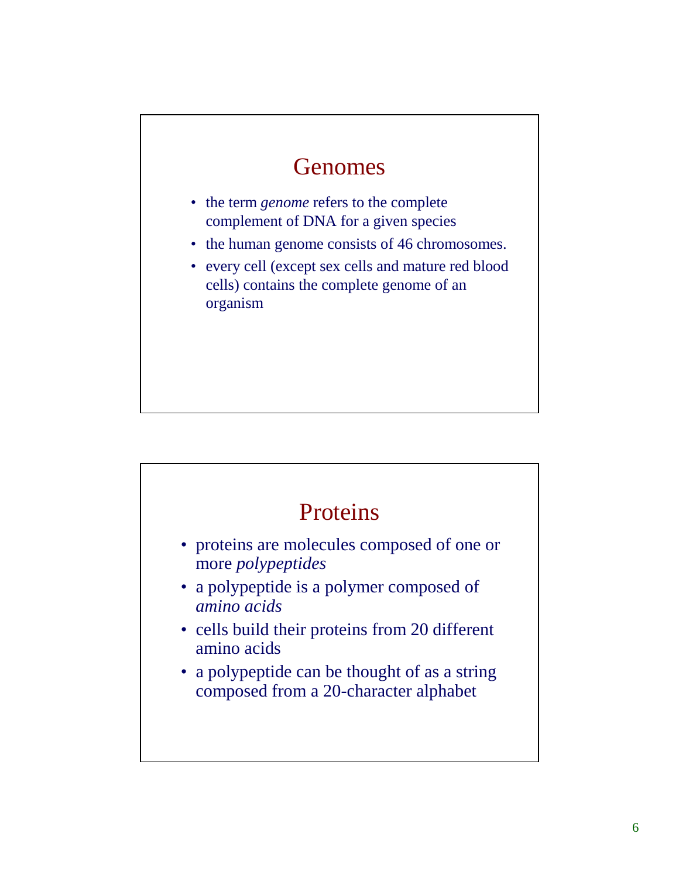## Genomes

- the term *genome* refers to the complete complement of DNA for a given species
- the human genome consists of 46 chromosomes.
- every cell (except sex cells and mature red blood cells) contains the complete genome of an organism

## Proteins

- proteins are molecules composed of one or more *polypeptides*
- a polypeptide is a polymer composed of *amino acids*
- cells build their proteins from 20 different amino acids
- a polypeptide can be thought of as a string composed from a 20-character alphabet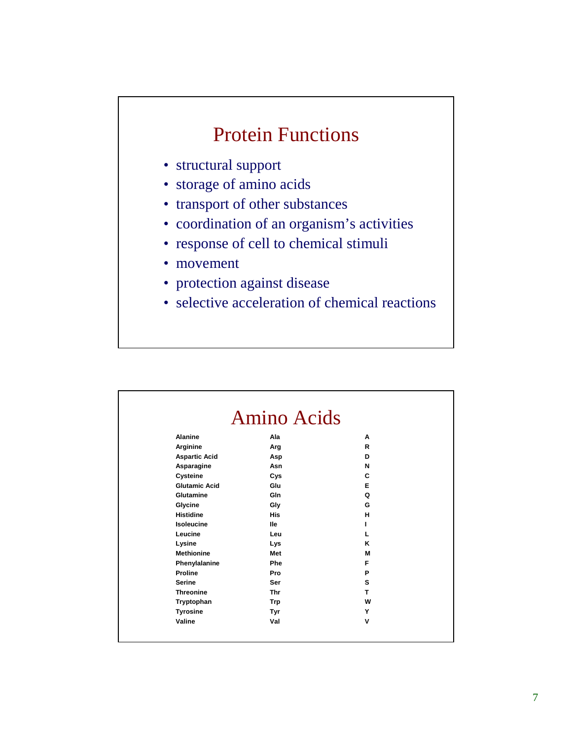## Protein Functions

- structural support
- storage of amino acids
- transport of other substances
- coordination of an organism's activities
- response of cell to chemical stimuli
- movement
- protection against disease
- selective acceleration of chemical reactions

## Amino Acids

| | | |
|---|---|---|
| **Alanine** | **Ala** | **A** |
| **Arginine** | **Arg** | **R** |
| **Aspartic Acid** | **Asp** | **D** |
| **Asparagine** | **Asn** | **N** |
| **Cysteine** | **Cys** | **C** |
| **Glutamic Acid** | **Glu** | **E** |
| **Glutamine** | **Gln** | **Q** |
| **Glycine** | **Gly** | **G** |
| **Histidine** | **His** | **H** |
| **Isoleucine** | **Ile** | **I** |
| **Leucine** | **Leu** | **L** |
| **Lysine** | **Lys** | **K** |
| **Methionine** | **Met** | **M** |
| **Phenylalanine** | **Phe** | **F** |
| **Proline** | **Pro** | **P** |
| **Serine** | **Ser** | **S** |
| **Threonine** | **Thr** | **T** |
| **Tryptophan** | **Trp** | **W** |
| **Tyrosine** | **Tyr** | **Y** |
| **Valine** | **Val** | **V** |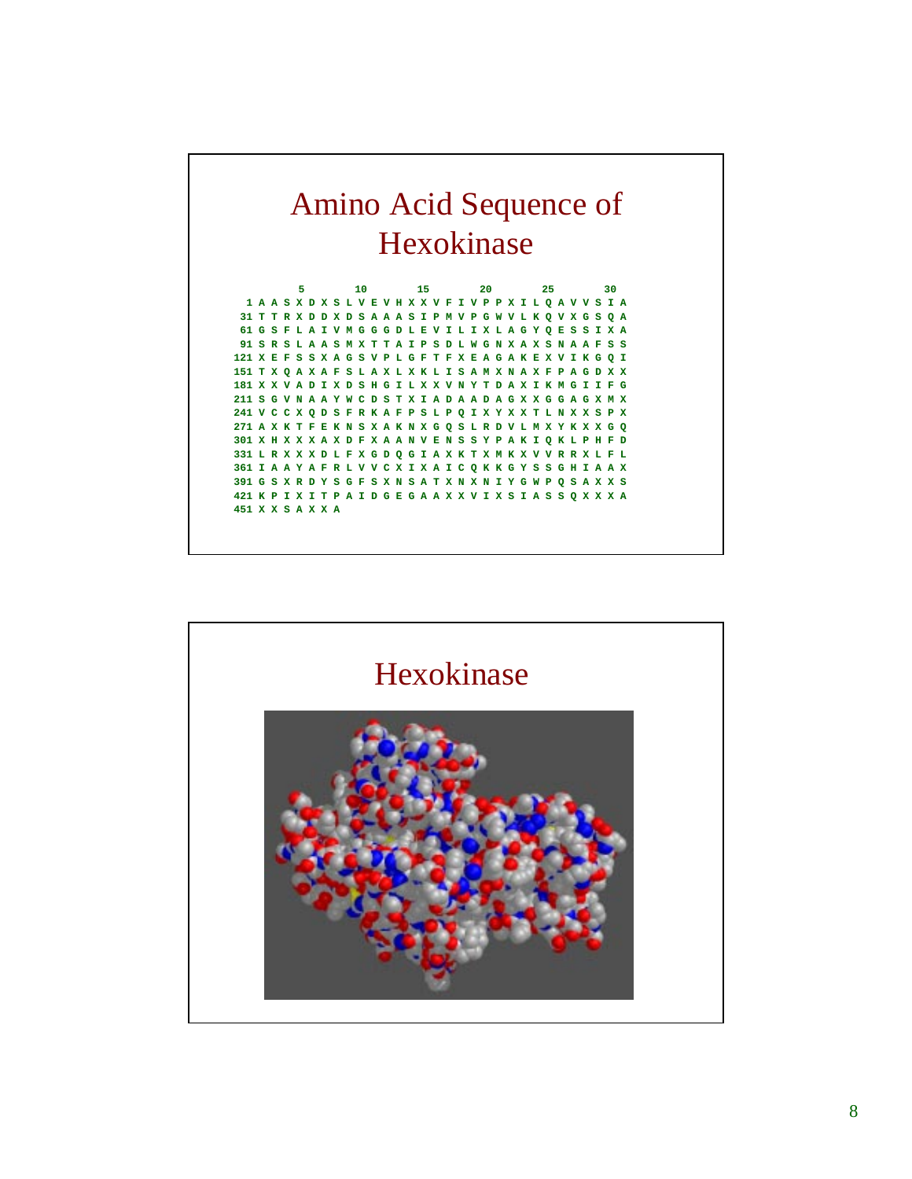# Amino Acid Sequence of Hexokinase

```
          5         10        15        20        25        30
  1 A A S X D X S L V E V H X X V F I V P P X I L Q A V V S I A
 31 T T R X D D X D S A A A S I P M V P G W V L K Q V X G S Q A
 61 G S F L A I V M G G G D L E V I L I X L A G Y Q E S S I X A
 91 S R S L A A S M X T T A I P S D L W G N X A X S N A A F S S
121 X E F S S X A G S V P L G F T F X E A G A K E X V I K G Q I
151 T X Q A X A F S L A X L X K L I S A M X N A X F P A G D X X
181 X X V A D I X D S H G I L X X V N Y T D A X I K M G I I F G
211 S G V N A A Y W C D S T X I A D A A D A G X X G G A G X M X
241 V C C X Q D S F R K A F P S L P Q I X Y X X T L N X X S P X
271 A X K T F E K N S X A K N X G Q S L R D V L M X Y K X X G Q
301 X H X X X A X D F X A A N V E N S S Y P A K I Q K L P H F D
331 L R X X X D L F X G D Q G I A X K T X M K X V V R R X L F L
361 I A A Y A F R L V V C X I X A I C Q K K G Y S S G H I A A X
391 G S X R D Y S G F S X N S A T X N X N I Y G W P Q S A X X S
421 K P I X I T P A I D G E G A A X X V I X S I A S S Q X X X A
451 X X S A X X A
```

# Hexokinase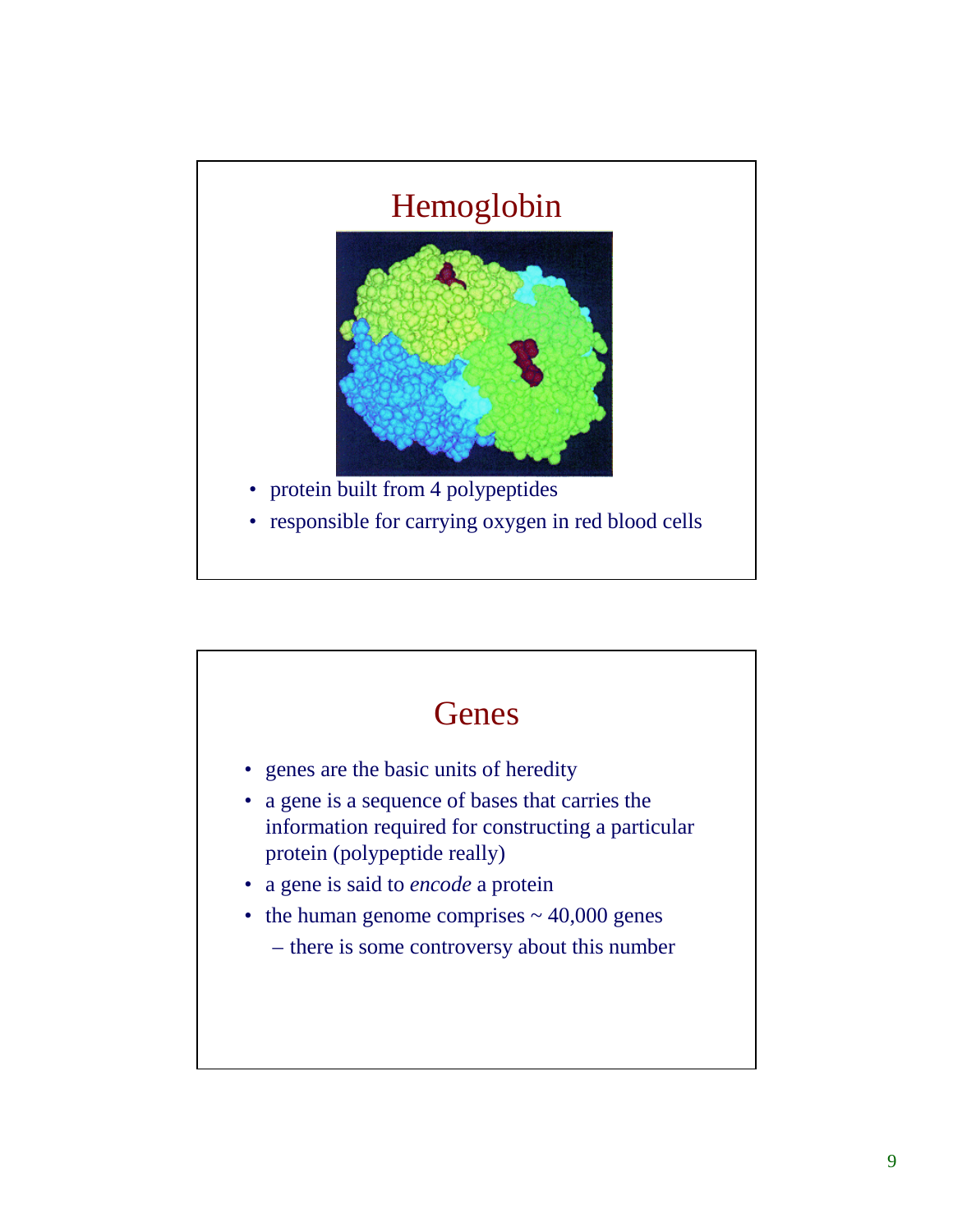# Hemoglobin

- protein built from 4 polypeptides
- responsible for carrying oxygen in red blood cells

# Genes

- genes are the basic units of heredity
- a gene is a sequence of bases that carries the information required for constructing a particular protein (polypeptide really)
- a gene is said to *encode* a protein
- the human genome comprises ~ 40,000 genes
  – there is some controversy about this number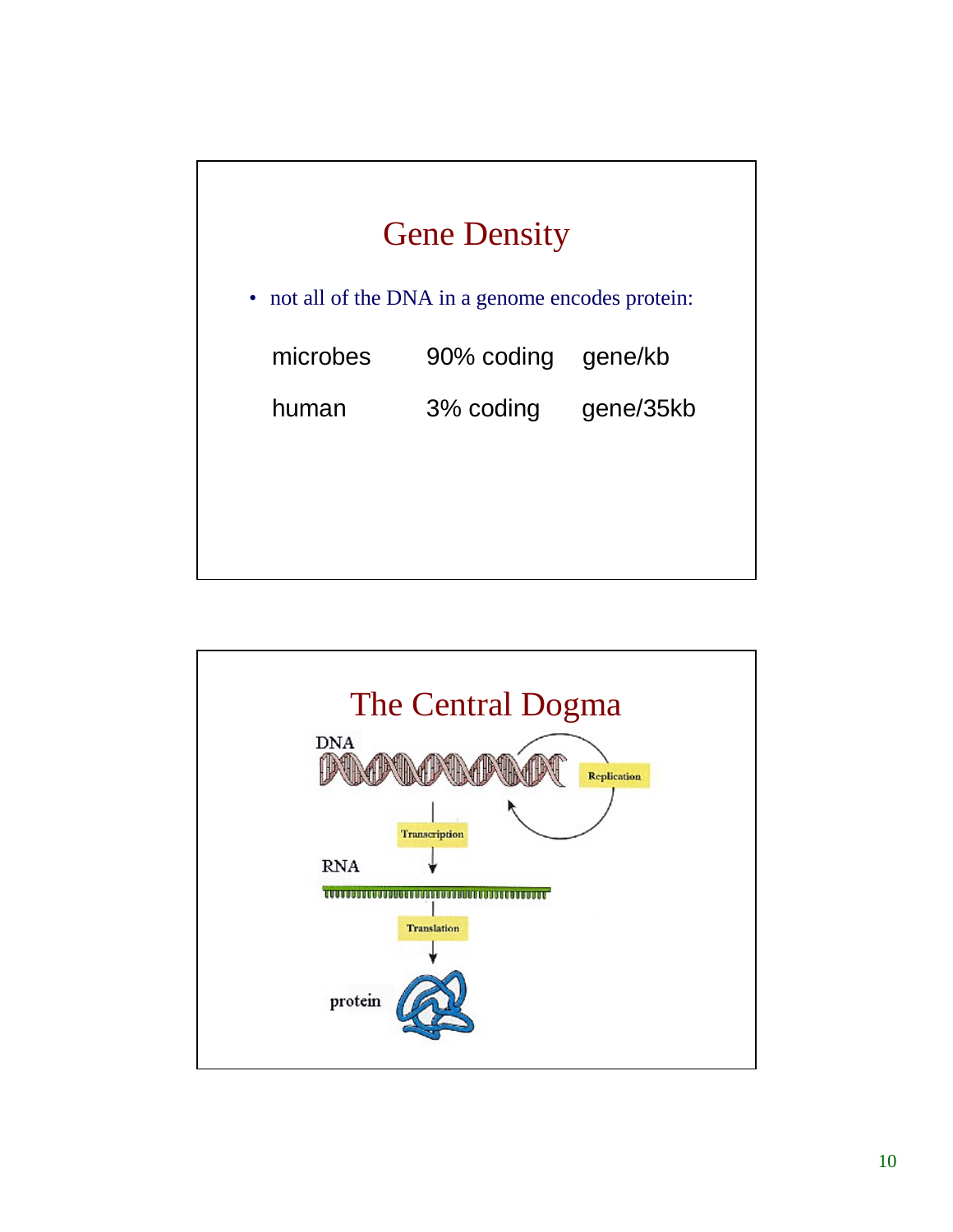## Gene Density

- not all of the DNA in a genome encodes protein:

| | | |
|---|---|---|
| microbes | 90% coding | gene/kb |
| human | 3% coding | gene/35kb |

## The Central Dogma

DNA

Replication

Transcription

RNA

Translation

protein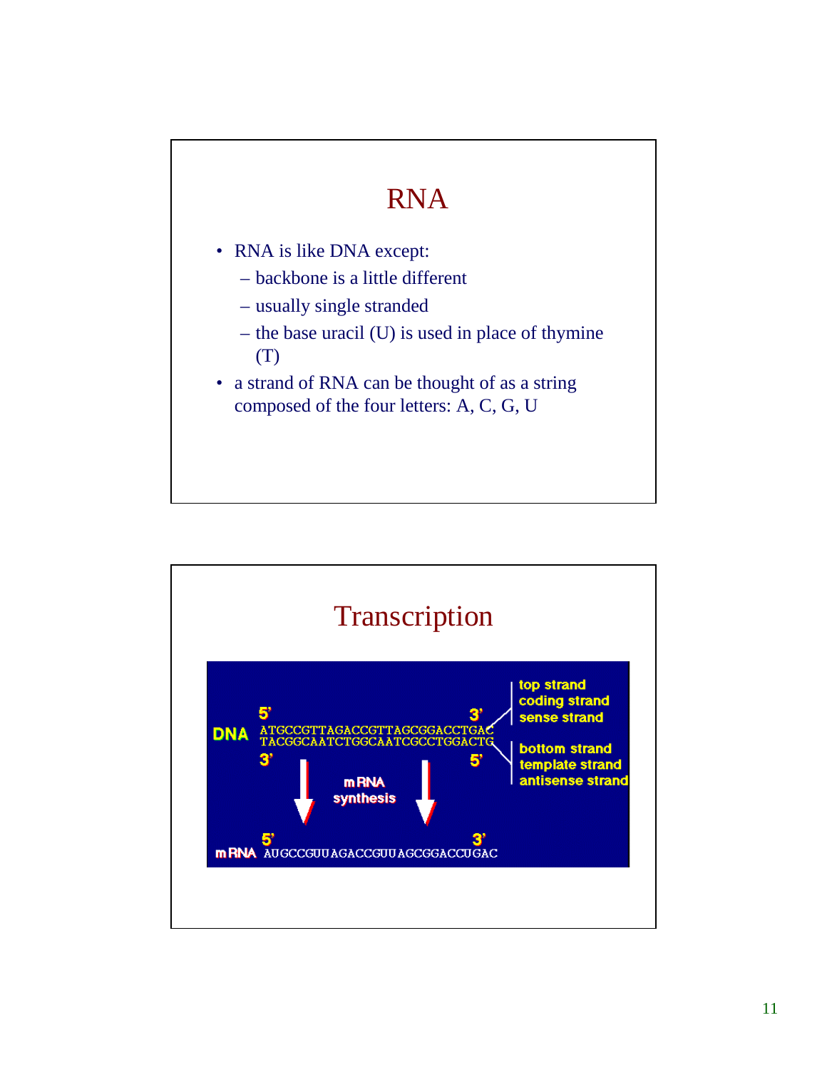# RNA

- RNA is like DNA except:
  - backbone is a little different
  - usually single stranded
  - the base uracil (U) is used in place of thymine (T)
- a strand of RNA can be thought of as a string composed of the four letters: A, C, G, U

# Transcription

DNA

5' ATGCCGTTAGACCGTTAGCGGACCTGAC 3'

3' TACGGCAATCTGGCAATCGCCTGGACTG 5'

top strand
coding strand
sense strand

bottom strand
template strand
antisense strand

mRNA synthesis

mRNA 5' AUGCCGUUAGACCGUUAGCGGACCUGAC 3'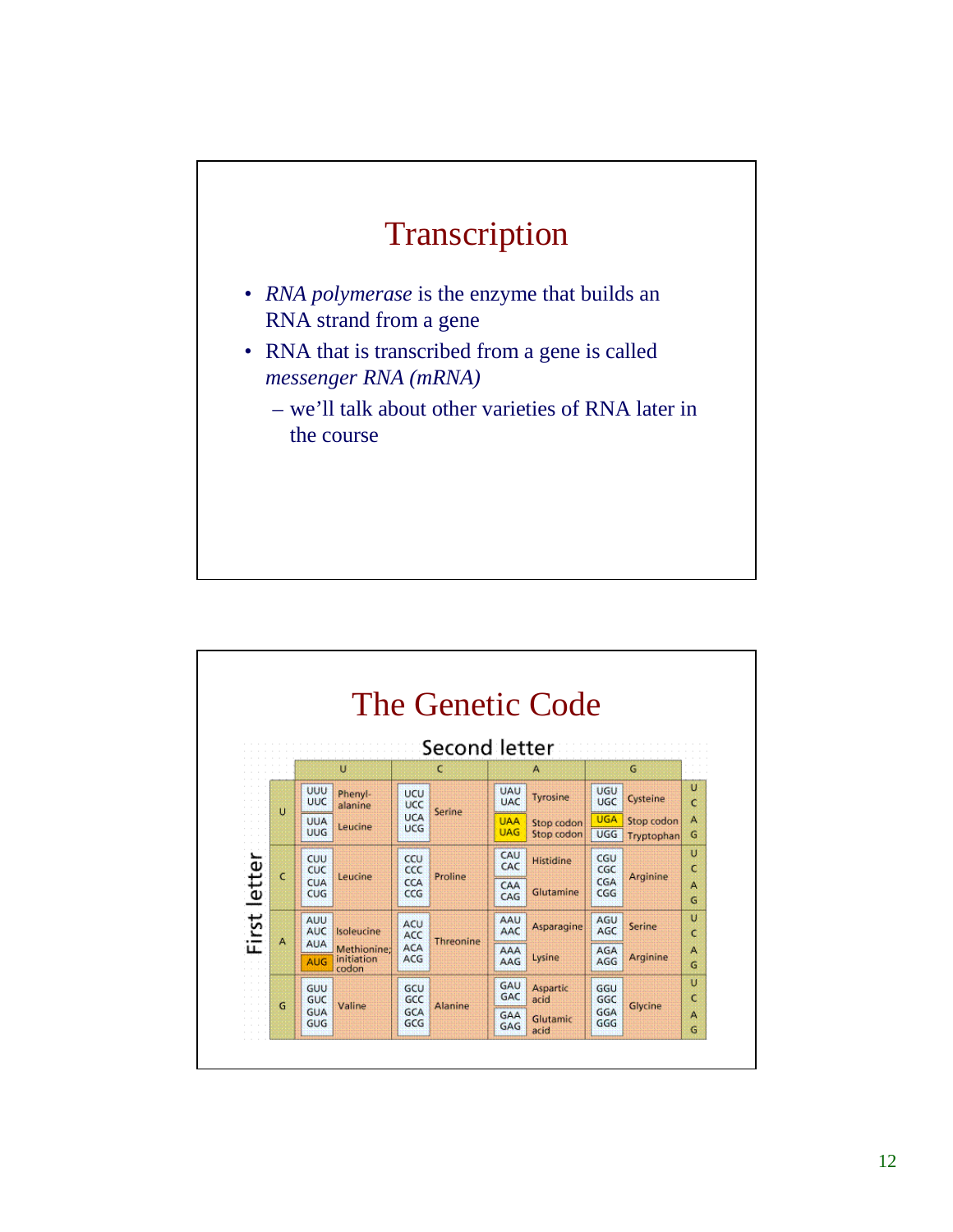# Transcription

- *RNA polymerase* is the enzyme that builds an RNA strand from a gene
- RNA that is transcribed from a gene is called *messenger RNA (mRNA)*
  - we'll talk about other varieties of RNA later in the course

# The Genetic Code

| First letter | Second letter: U | | Second letter: C | | Second letter: A | | Second letter: G | | Third letter |
|---|---|---|---|---|---|---|---|---|---|
| U | UUU UUC | Phenyl-alanine | UCU UCC UCA UCG | Serine | UAU UAC | Tyrosine | UGU UGC | Cysteine | U C |
| | UUA UUG | Leucine | | | UAA | Stop codon | UGA | Stop codon | A |
| | | | | | UAG | Stop codon | UGG | Tryptophan | G |
| C | CUU CUC CUA CUG | Leucine | CCU CCC CCA CCG | Proline | CAU CAC | Histidine | CGU CGC CGA CGG | Arginine | U C |
| | | | | | CAA CAG | Glutamine | | | A G |
| A | AUU AUC AUA | Isoleucine | ACU ACC ACA ACG | Threonine | AAU AAC | Asparagine | AGU AGC | Serine | U C |
| | AUG | Methionine; initiation codon | | | AAA AAG | Lysine | AGA AGG | Arginine | A G |
| G | GUU GUC GUA GUG | Valine | GCU GCC GCA GCG | Alanine | GAU GAC | Aspartic acid | GGU GGC GGA GGG | Glycine | U C |
| | | | | | GAA GAG | Glutamic acid | | | A G |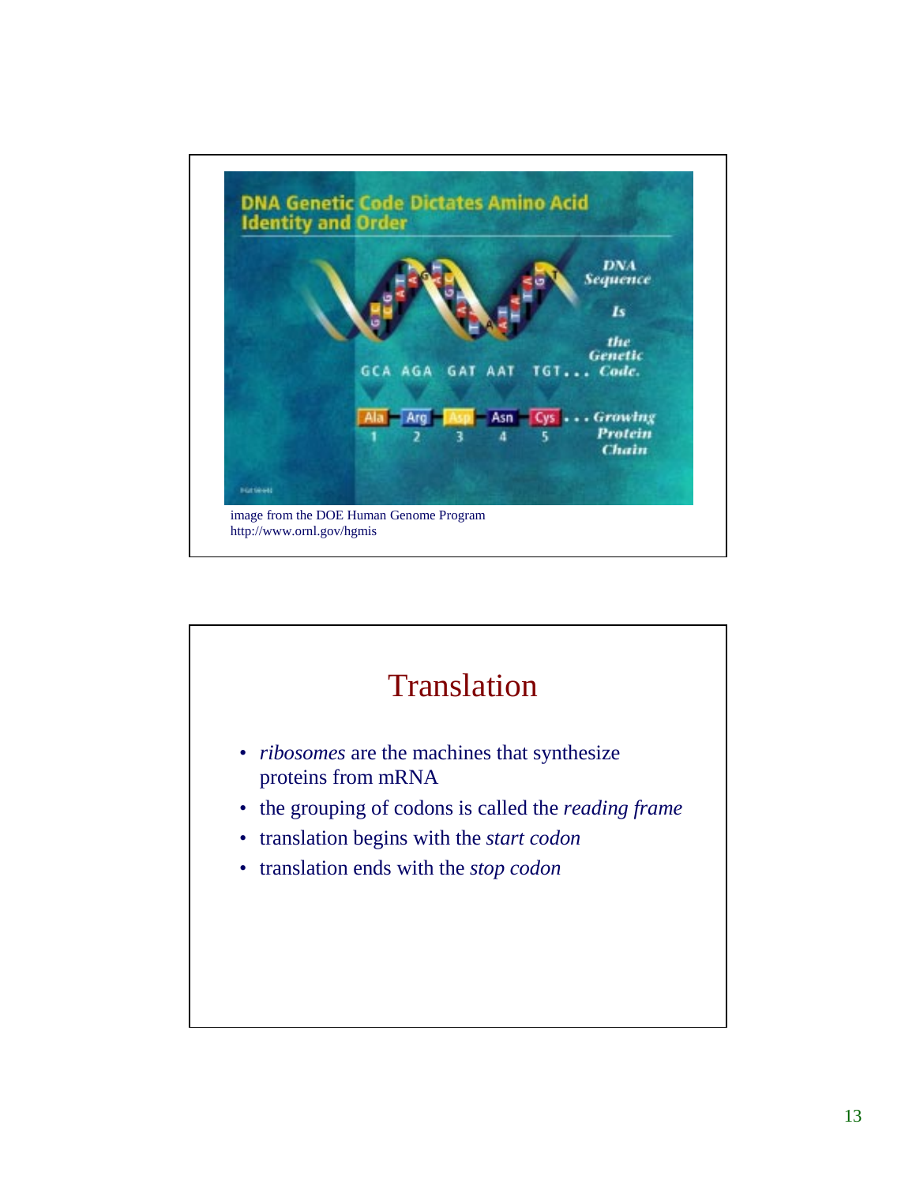DNA Genetic Code Dictates Amino Acid Identity and Order

DNA Sequence Is the Genetic Code.

GCA AGA GAT AAT TGT...

Ala Arg Asp Asn Cys ... Growing Protein Chain

1 2 3 4 5

image from the DOE Human Genome Program
http://www.ornl.gov/hgmis

# Translation

- *ribosomes* are the machines that synthesize proteins from mRNA
- the grouping of codons is called the *reading frame*
- translation begins with the *start codon*
- translation ends with the *stop codon*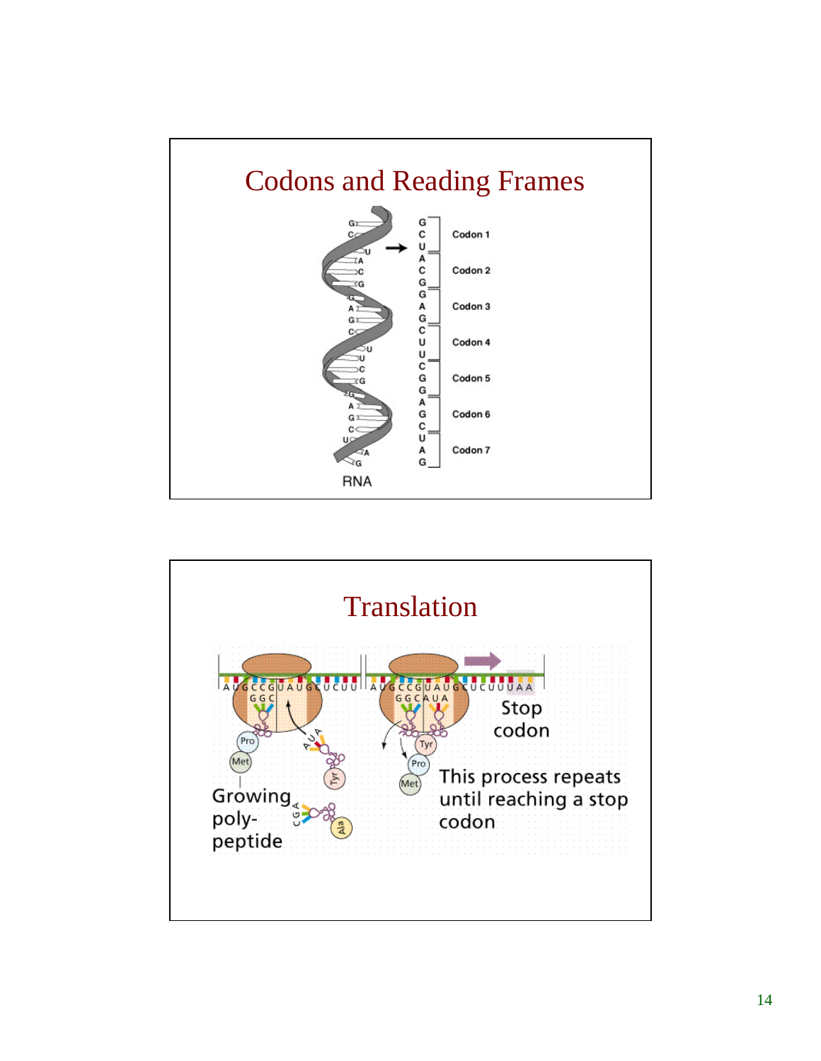# Codons and Reading Frames

G
C
U
A
C
G
G
A
G
C
U
U
C
G
G
A
G
C
U
A
G

Codon 1
Codon 2
Codon 3
Codon 4
Codon 5
Codon 6
Codon 7

RNA

# Translation

AUGCCGUAUGCUCUU

GGC

Pro

Met

Growing poly-peptide

AUA

Tyr

CGA

Ala

AUGCCGUAUGCUCUUUAA

GGCAUA

Stop codon

Tyr

Pro

Met

This process repeats until reaching a stop codon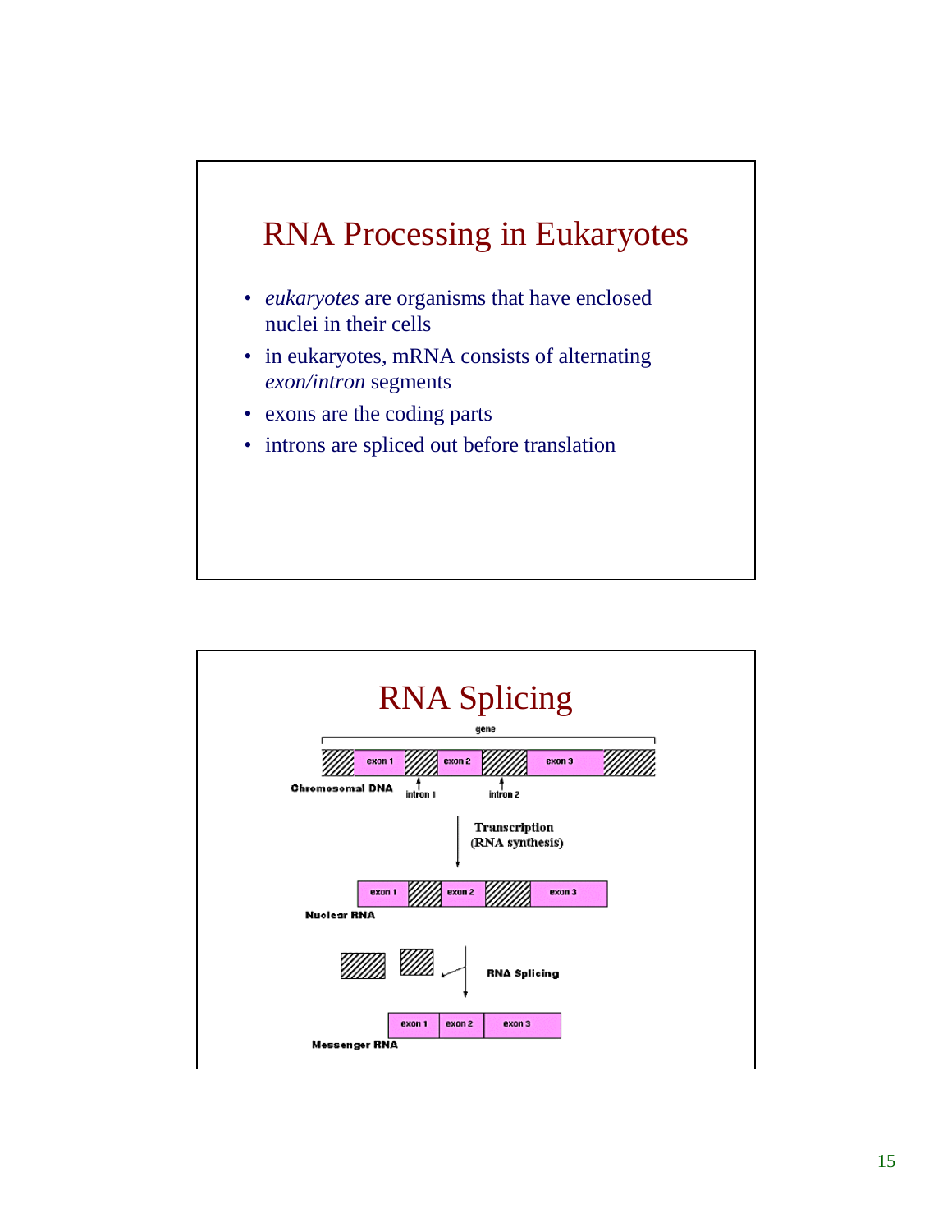# RNA Processing in Eukaryotes

- *eukaryotes* are organisms that have enclosed nuclei in their cells
- in eukaryotes, mRNA consists of alternating *exon/intron* segments
- exons are the coding parts
- introns are spliced out before translation

# RNA Splicing

gene

exon 1
exon 2
exon 3

Chromosomal DNA

intron 1
intron 2

Transcription
(RNA synthesis)

exon 1
exon 2
exon 3

Nuclear RNA

RNA Splicing

exon 1
exon 2
exon 3

Messenger RNA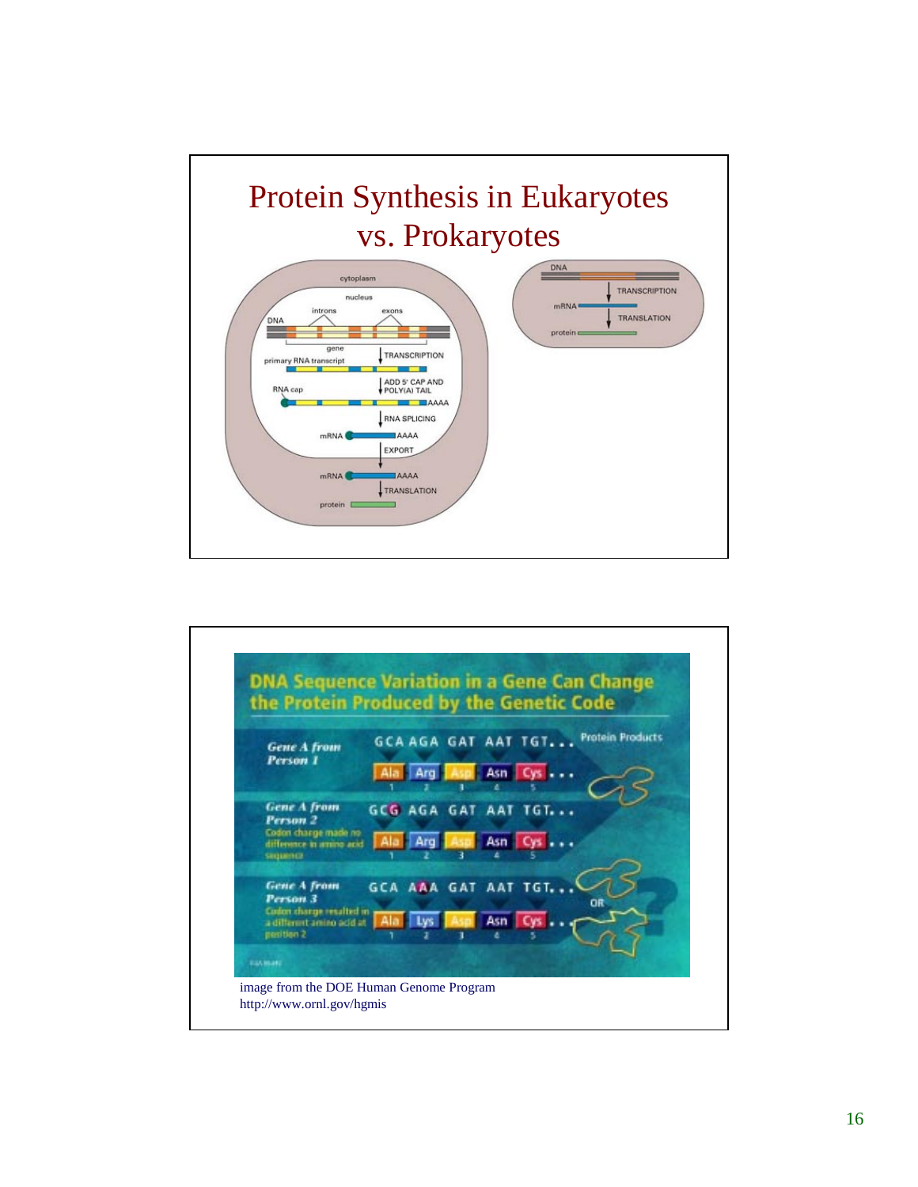# Protein Synthesis in Eukaryotes vs. Prokaryotes

cytoplasm

nucleus

introns

exons

DNA

gene

TRANSCRIPTION

primary RNA transcript

ADD 5' CAP AND POLY(A) TAIL

RNA cap

AAAA

RNA SPLICING

mRNA

AAAA

EXPORT

mRNA

AAAA

TRANSLATION

protein

DNA

TRANSCRIPTION

mRNA

TRANSLATION

protein

---

DNA Sequence Variation in a Gene Can Change the Protein Produced by the Genetic Code

Gene A from Person 1

GCA AGA GAT AAT TGT...

Ala Arg Asp Asn Cys ...

1 2 3 4 5

Protein Products

Gene A from Person 2

Codon change made no difference in amino acid sequence

GCG AGA GAT AAT TGT...

Ala Arg Asp Asn Cys ...

1 2 3 4 5

Gene A from Person 3

Codon change resulted in a different amino acid at position 2

GCA AAA GAT AAT TGT...

Ala Lys Asp Asn Cys ...

1 2 3 4 5

OR

image from the DOE Human Genome Program
http://www.ornl.gov/hgmis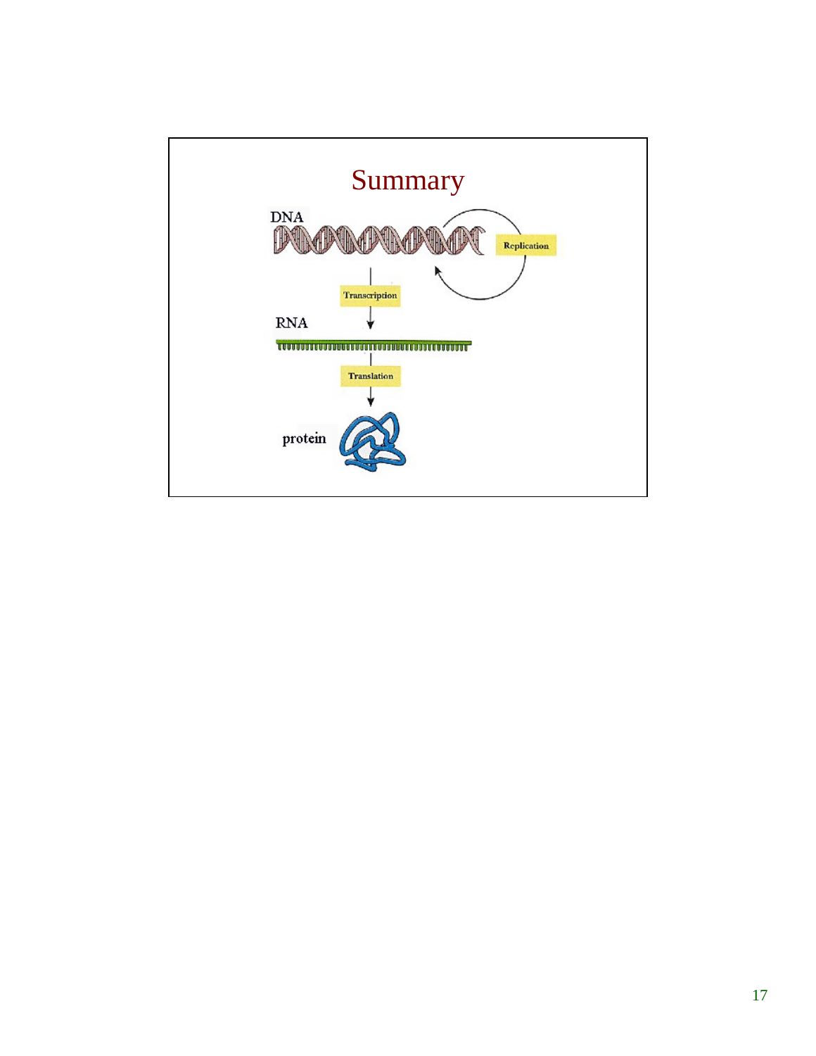# Summary

DNA

Replication

Transcription

RNA

Translation

protein